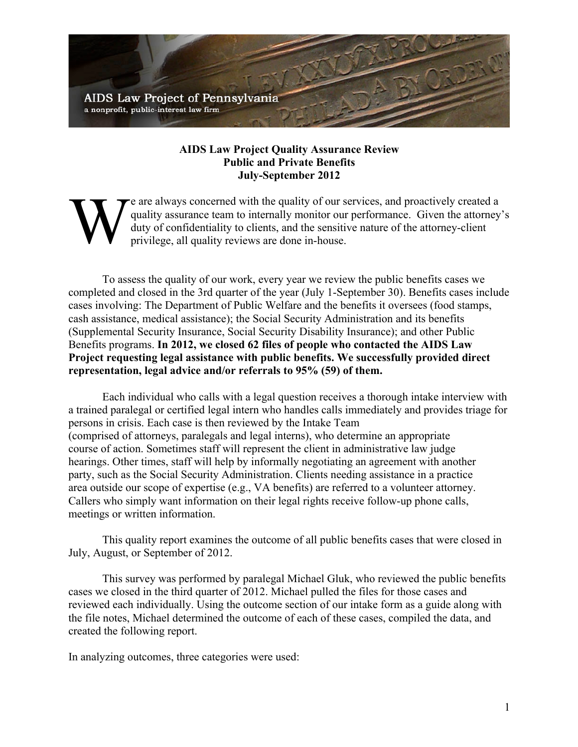AIDS Law Project of Pennsylvania
a nonprofit, public-interest law firm

**AIDS Law Project Quality Assurance Review**
**Public and Private Benefits**
**July-September 2012**

We are always concerned with the quality of our services, and proactively created a quality assurance team to internally monitor our performance. Given the attorney's duty of confidentiality to clients, and the sensitive nature of the attorney-client privilege, all quality reviews are done in-house.

To assess the quality of our work, every year we review the public benefits cases we completed and closed in the 3rd quarter of the year (July 1-September 30). Benefits cases include cases involving: The Department of Public Welfare and the benefits it oversees (food stamps, cash assistance, medical assistance); the Social Security Administration and its benefits (Supplemental Security Insurance, Social Security Disability Insurance); and other Public Benefits programs. **In 2012, we closed 62 files of people who contacted the AIDS Law Project requesting legal assistance with public benefits. We successfully provided direct representation, legal advice and/or referrals to 95% (59) of them.**

Each individual who calls with a legal question receives a thorough intake interview with a trained paralegal or certified legal intern who handles calls immediately and provides triage for persons in crisis. Each case is then reviewed by the Intake Team (comprised of attorneys, paralegals and legal interns), who determine an appropriate course of action. Sometimes staff will represent the client in administrative law judge hearings. Other times, staff will help by informally negotiating an agreement with another party, such as the Social Security Administration. Clients needing assistance in a practice area outside our scope of expertise (e.g., VA benefits) are referred to a volunteer attorney. Callers who simply want information on their legal rights receive follow-up phone calls, meetings or written information.

This quality report examines the outcome of all public benefits cases that were closed in July, August, or September of 2012.

This survey was performed by paralegal Michael Gluk, who reviewed the public benefits cases we closed in the third quarter of 2012. Michael pulled the files for those cases and reviewed each individually. Using the outcome section of our intake form as a guide along with the file notes, Michael determined the outcome of each of these cases, compiled the data, and created the following report.

In analyzing outcomes, three categories were used: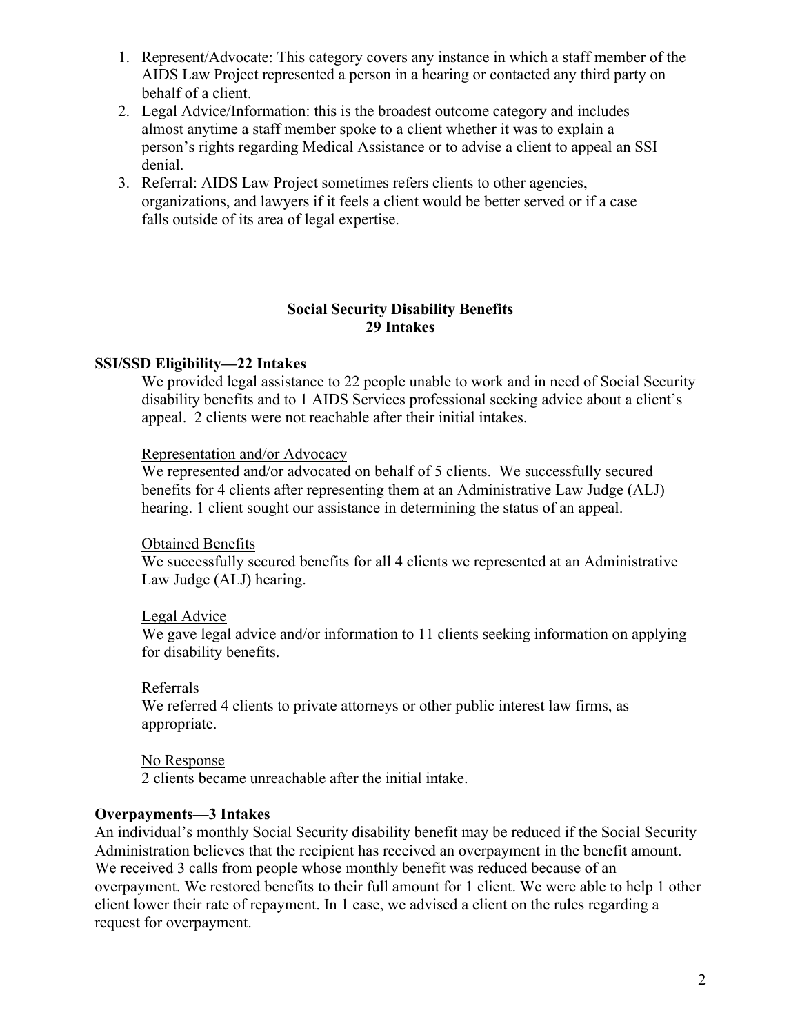1. Represent/Advocate: This category covers any instance in which a staff member of the AIDS Law Project represented a person in a hearing or contacted any third party on behalf of a client.
2. Legal Advice/Information: this is the broadest outcome category and includes almost anytime a staff member spoke to a client whether it was to explain a person's rights regarding Medical Assistance or to advise a client to appeal an SSI denial.
3. Referral: AIDS Law Project sometimes refers clients to other agencies, organizations, and lawyers if it feels a client would be better served or if a case falls outside of its area of legal expertise.

## Social Security Disability Benefits
## 29 Intakes

**SSI/SSD Eligibility—22 Intakes**

We provided legal assistance to 22 people unable to work and in need of Social Security disability benefits and to 1 AIDS Services professional seeking advice about a client's appeal. 2 clients were not reachable after their initial intakes.

<u>Representation and/or Advocacy</u>

We represented and/or advocated on behalf of 5 clients. We successfully secured benefits for 4 clients after representing them at an Administrative Law Judge (ALJ) hearing. 1 client sought our assistance in determining the status of an appeal.

<u>Obtained Benefits</u>

We successfully secured benefits for all 4 clients we represented at an Administrative Law Judge (ALJ) hearing.

<u>Legal Advice</u>

We gave legal advice and/or information to 11 clients seeking information on applying for disability benefits.

<u>Referrals</u>

We referred 4 clients to private attorneys or other public interest law firms, as appropriate.

<u>No Response</u>

2 clients became unreachable after the initial intake.

**Overpayments—3 Intakes**

An individual's monthly Social Security disability benefit may be reduced if the Social Security Administration believes that the recipient has received an overpayment in the benefit amount. We received 3 calls from people whose monthly benefit was reduced because of an overpayment. We restored benefits to their full amount for 1 client. We were able to help 1 other client lower their rate of repayment. In 1 case, we advised a client on the rules regarding a request for overpayment.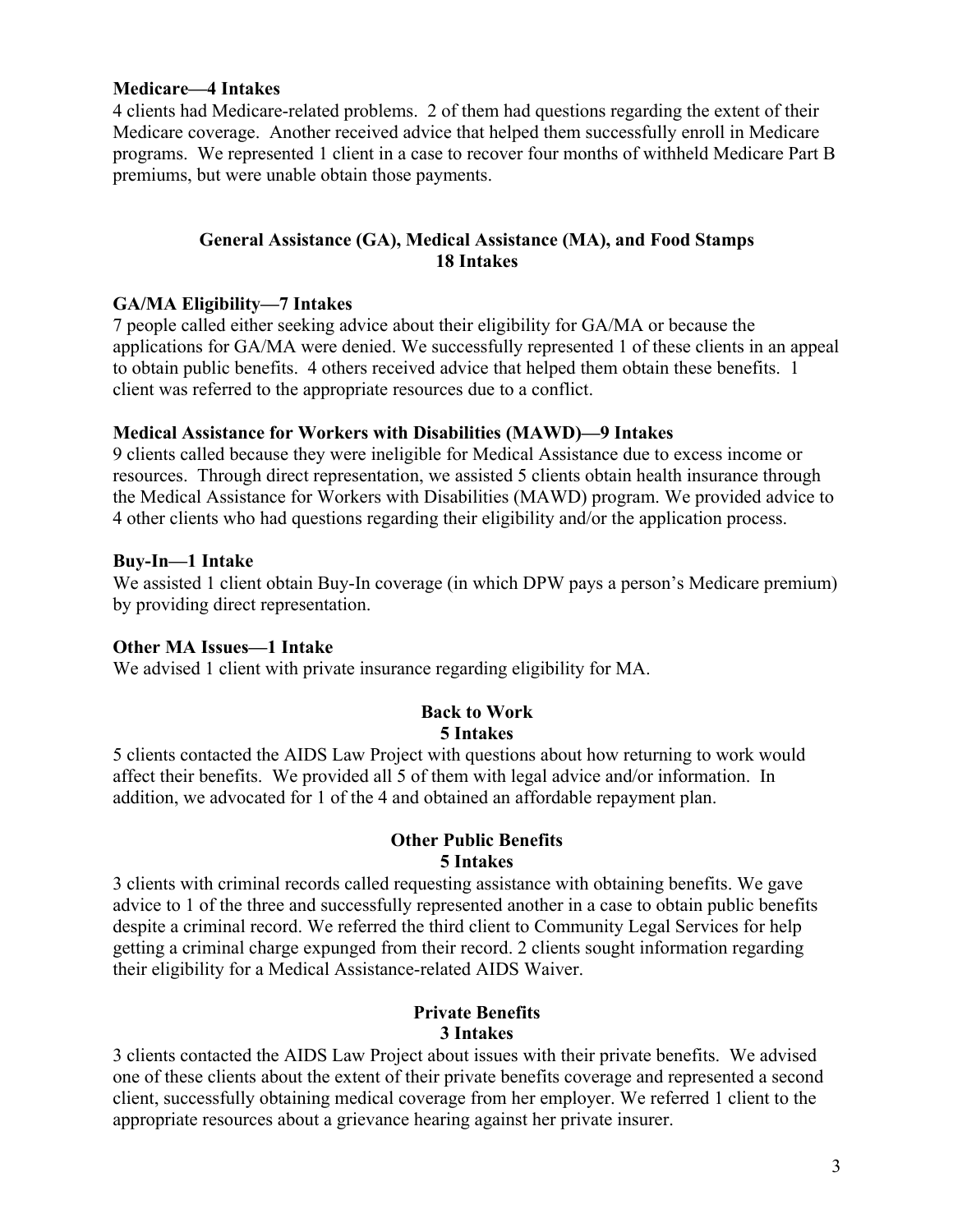**Medicare—4 Intakes**

4 clients had Medicare-related problems. 2 of them had questions regarding the extent of their Medicare coverage. Another received advice that helped them successfully enroll in Medicare programs. We represented 1 client in a case to recover four months of withheld Medicare Part B premiums, but were unable obtain those payments.

## General Assistance (GA), Medical Assistance (MA), and Food Stamps
## 18 Intakes

**GA/MA Eligibility—7 Intakes**

7 people called either seeking advice about their eligibility for GA/MA or because the applications for GA/MA were denied. We successfully represented 1 of these clients in an appeal to obtain public benefits. 4 others received advice that helped them obtain these benefits. 1 client was referred to the appropriate resources due to a conflict.

**Medical Assistance for Workers with Disabilities (MAWD)—9 Intakes**

9 clients called because they were ineligible for Medical Assistance due to excess income or resources. Through direct representation, we assisted 5 clients obtain health insurance through the Medical Assistance for Workers with Disabilities (MAWD) program. We provided advice to 4 other clients who had questions regarding their eligibility and/or the application process.

**Buy-In—1 Intake**

We assisted 1 client obtain Buy-In coverage (in which DPW pays a person's Medicare premium) by providing direct representation.

**Other MA Issues—1 Intake**

We advised 1 client with private insurance regarding eligibility for MA.

## Back to Work
## 5 Intakes

5 clients contacted the AIDS Law Project with questions about how returning to work would affect their benefits. We provided all 5 of them with legal advice and/or information. In addition, we advocated for 1 of the 4 and obtained an affordable repayment plan.

## Other Public Benefits
## 5 Intakes

3 clients with criminal records called requesting assistance with obtaining benefits. We gave advice to 1 of the three and successfully represented another in a case to obtain public benefits despite a criminal record. We referred the third client to Community Legal Services for help getting a criminal charge expunged from their record. 2 clients sought information regarding their eligibility for a Medical Assistance-related AIDS Waiver.

## Private Benefits
## 3 Intakes

3 clients contacted the AIDS Law Project about issues with their private benefits. We advised one of these clients about the extent of their private benefits coverage and represented a second client, successfully obtaining medical coverage from her employer. We referred 1 client to the appropriate resources about a grievance hearing against her private insurer.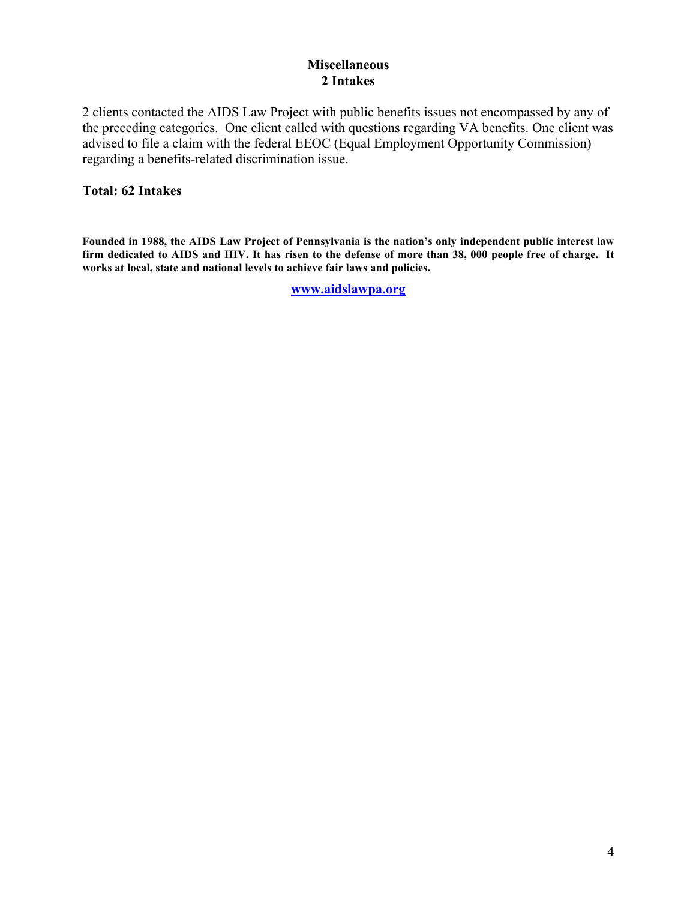## Miscellaneous
## 2 Intakes

2 clients contacted the AIDS Law Project with public benefits issues not encompassed by any of the preceding categories. One client called with questions regarding VA benefits. One client was advised to file a claim with the federal EEOC (Equal Employment Opportunity Commission) regarding a benefits-related discrimination issue.

**Total: 62 Intakes**

**Founded in 1988, the AIDS Law Project of Pennsylvania is the nation's only independent public interest law firm dedicated to AIDS and HIV. It has risen to the defense of more than 38, 000 people free of charge. It works at local, state and national levels to achieve fair laws and policies.**

**[www.aidslawpa.org](http://www.aidslawpa.org)**